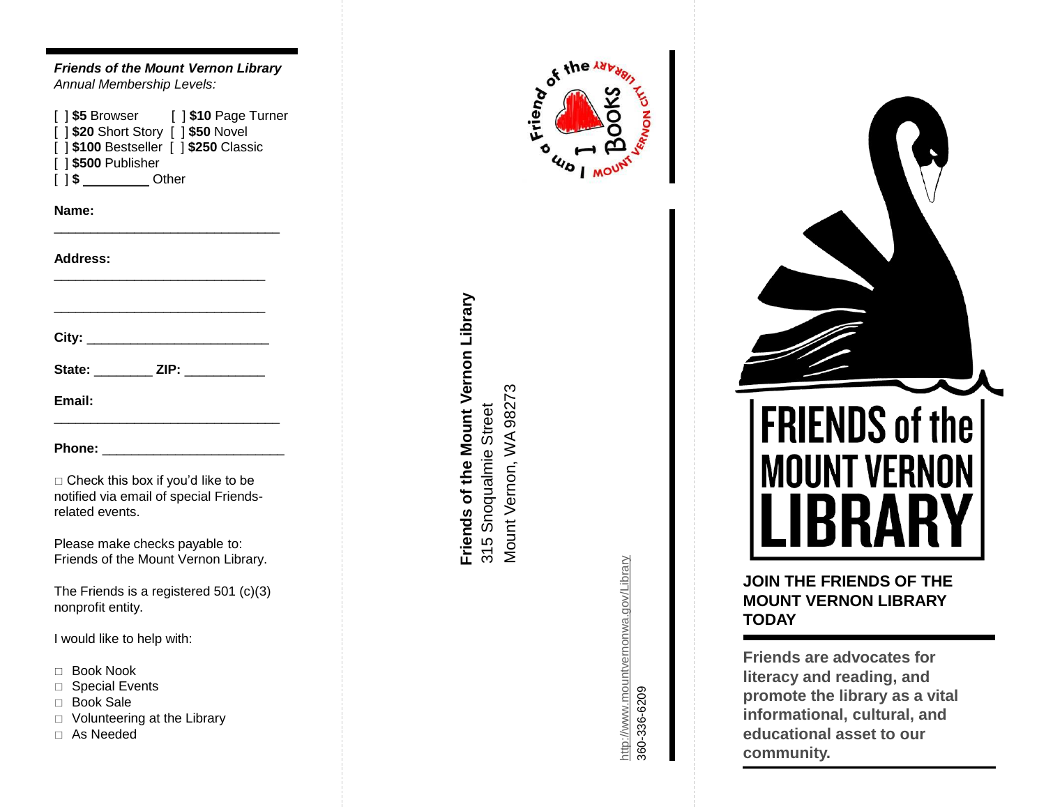***Friends of the Mount Vernon Library***
*Annual Membership Levels:*

[ ] **$5** Browser
[ ] **$10** Page Turner
[ ] **$20** Short Story
[ ] **$50** Novel
[ ] **$100** Bestseller
[ ] **$250** Classic
[ ] **$500** Publisher
[ ] **$ _________** Other

**Name:** _______________________________

**Address:** _____________________________

_____________________________

**City:** _________________________

**State:** ________ **ZIP:** ___________

**Email:** _______________________________

**Phone:** _________________________

□ Check this box if you'd like to be notified via email of special Friends-related events.

Please make checks payable to:
Friends of the Mount Vernon Library.

The Friends is a registered 501 (c)(3) nonprofit entity.

I would like to help with:

- □ Book Nook
- □ Special Events
- □ Book Sale
- □ Volunteering at the Library
- □ As Needed

I am a Friend of the Mount Vernon City Library — I ♥ Books

**Friends of the Mount Vernon Library**
315 Snoqualmie Street
Mount Vernon, WA 98273

http://www.mountvernonwa.gov/Library
360-336-6209

# FRIENDS of the MOUNT VERNON LIBRARY

## JOIN THE FRIENDS OF THE MOUNT VERNON LIBRARY TODAY

**Friends are advocates for literacy and reading, and promote the library as a vital informational, cultural, and educational asset to our community.**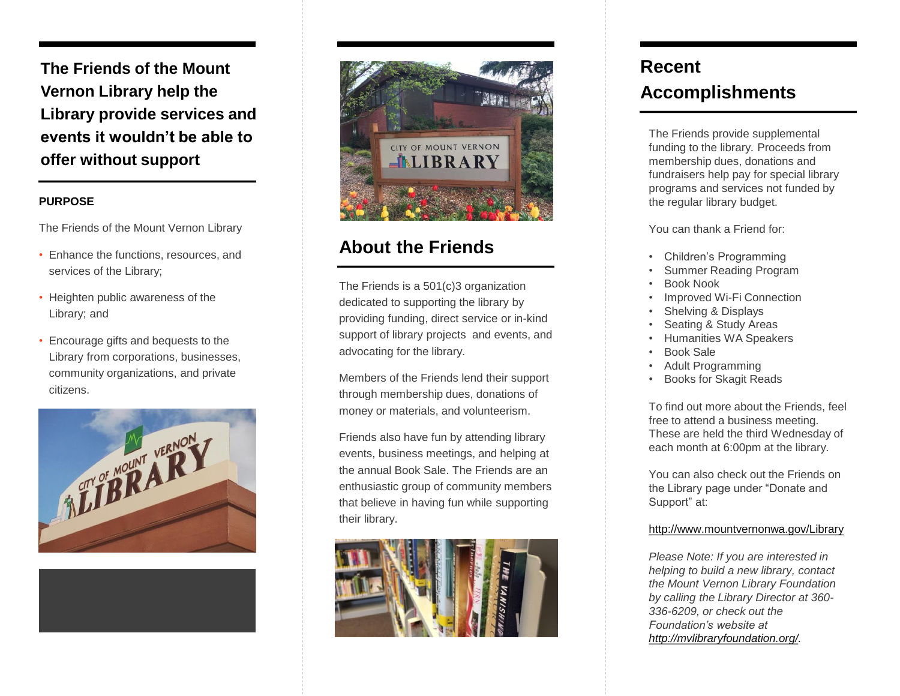**The Friends of the Mount Vernon Library help the Library provide services and events it wouldn't be able to offer without support**

**PURPOSE**

The Friends of the Mount Vernon Library

- Enhance the functions, resources, and services of the Library;
- Heighten public awareness of the Library; and
- Encourage gifts and bequests to the Library from corporations, businesses, community organizations, and private citizens.

## About the Friends

The Friends is a 501(c)3 organization dedicated to supporting the library by providing funding, direct service or in-kind support of library projects and events, and advocating for the library.

Members of the Friends lend their support through membership dues, donations of money or materials, and volunteerism.

Friends also have fun by attending library events, business meetings, and helping at the annual Book Sale. The Friends are an enthusiastic group of community members that believe in having fun while supporting their library.

## Recent Accomplishments

The Friends provide supplemental funding to the library. Proceeds from membership dues, donations and fundraisers help pay for special library programs and services not funded by the regular library budget.

You can thank a Friend for:

- Children's Programming
- Summer Reading Program
- Book Nook
- Improved Wi-Fi Connection
- Shelving & Displays
- Seating & Study Areas
- Humanities WA Speakers
- Book Sale
- Adult Programming
- Books for Skagit Reads

To find out more about the Friends, feel free to attend a business meeting. These are held the third Wednesday of each month at 6:00pm at the library.

You can also check out the Friends on the Library page under "Donate and Support" at:

http://www.mountvernonwa.gov/Library

*Please Note: If you are interested in helping to build a new library, contact the Mount Vernon Library Foundation by calling the Library Director at 360-336-6209, or check out the Foundation's website at http://mvlibraryfoundation.org/.*